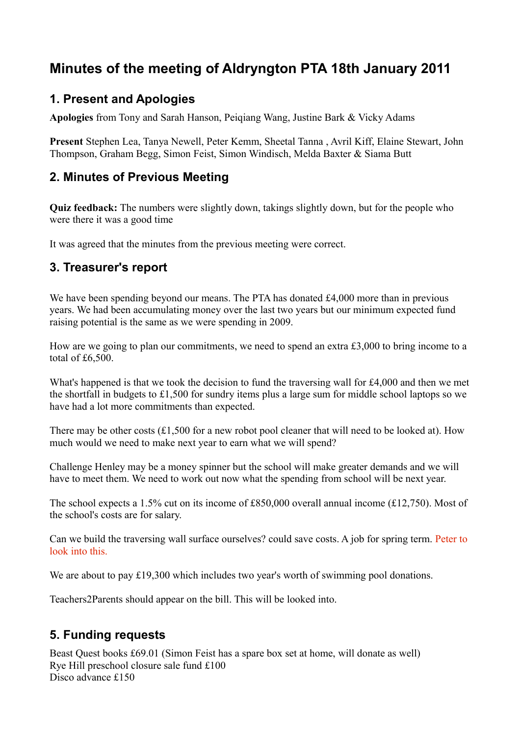# Minutes of the meeting of Aldryngton PTA 18th January 2011

## 1. Present and Apologies

**Apologies** from Tony and Sarah Hanson, Peiqiang Wang, Justine Bark & Vicky Adams

**Present** Stephen Lea, Tanya Newell, Peter Kemm, Sheetal Tanna , Avril Kiff, Elaine Stewart, John Thompson, Graham Begg, Simon Feist, Simon Windisch, Melda Baxter & Siama Butt

## 2. Minutes of Previous Meeting

**Quiz feedback:** The numbers were slightly down, takings slightly down, but for the people who were there it was a good time

It was agreed that the minutes from the previous meeting were correct.

## 3. Treasurer's report

We have been spending beyond our means. The PTA has donated £4,000 more than in previous years. We had been accumulating money over the last two years but our minimum expected fund raising potential is the same as we were spending in 2009.

How are we going to plan our commitments, we need to spend an extra £3,000 to bring income to a total of £6,500.

What's happened is that we took the decision to fund the traversing wall for £4,000 and then we met the shortfall in budgets to £1,500 for sundry items plus a large sum for middle school laptops so we have had a lot more commitments than expected.

There may be other costs (£1,500 for a new robot pool cleaner that will need to be looked at). How much would we need to make next year to earn what we will spend?

Challenge Henley may be a money spinner but the school will make greater demands and we will have to meet them. We need to work out now what the spending from school will be next year.

The school expects a 1.5% cut on its income of £850,000 overall annual income (£12,750). Most of the school's costs are for salary.

Can we build the traversing wall surface ourselves? could save costs. A job for spring term. Peter to look into this.

We are about to pay £19,300 which includes two year's worth of swimming pool donations.

Teachers2Parents should appear on the bill. This will be looked into.

## 5. Funding requests

Beast Quest books £69.01 (Simon Feist has a spare box set at home, will donate as well)
Rye Hill preschool closure sale fund £100
Disco advance £150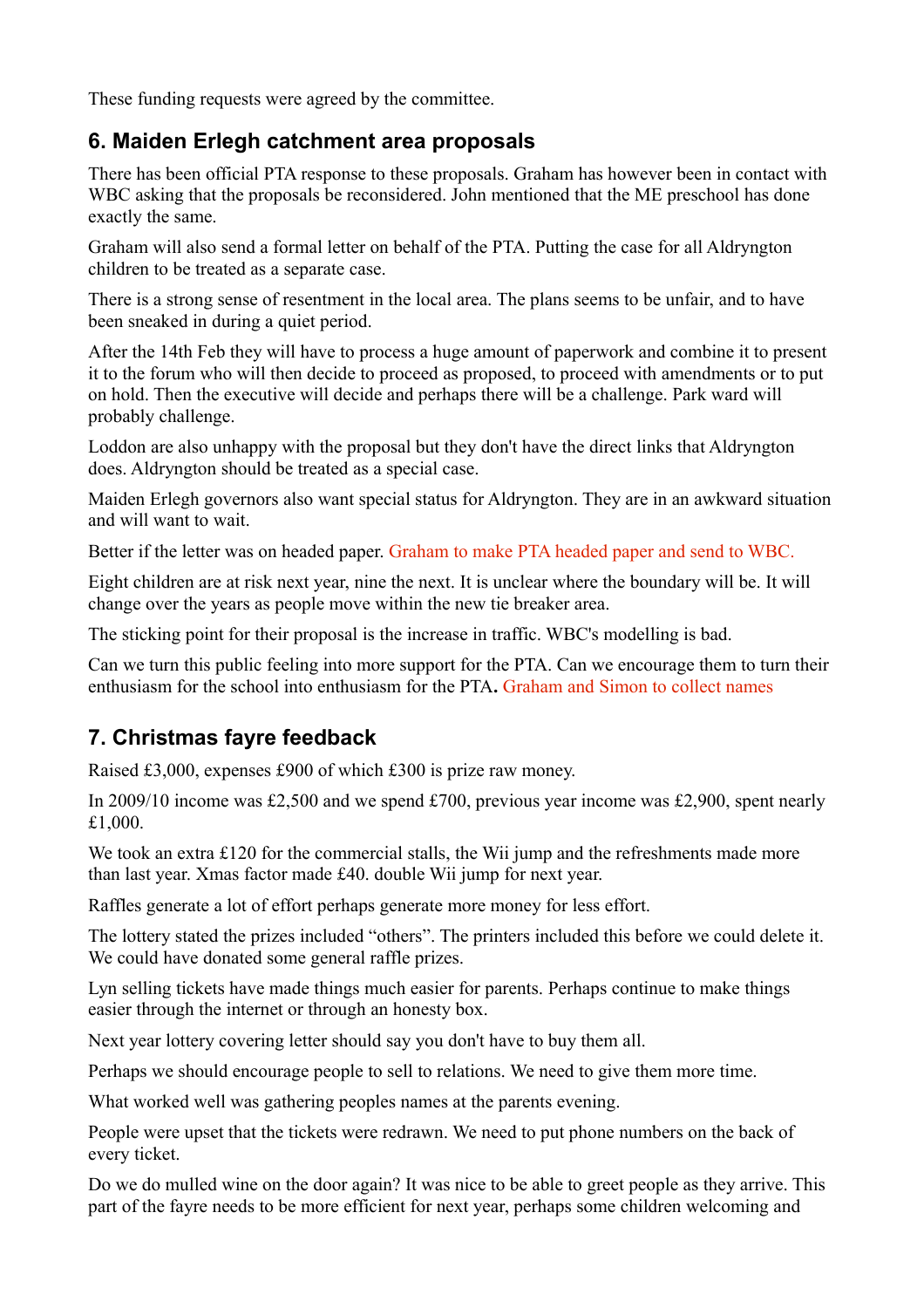These funding requests were agreed by the committee.

## 6. Maiden Erlegh catchment area proposals

There has been official PTA response to these proposals. Graham has however been in contact with WBC asking that the proposals be reconsidered. John mentioned that the ME preschool has done exactly the same.

Graham will also send a formal letter on behalf of the PTA. Putting the case for all Aldryngton children to be treated as a separate case.

There is a strong sense of resentment in the local area. The plans seems to be unfair, and to have been sneaked in during a quiet period.

After the 14th Feb they will have to process a huge amount of paperwork and combine it to present it to the forum who will then decide to proceed as proposed, to proceed with amendments or to put on hold. Then the executive will decide and perhaps there will be a challenge. Park ward will probably challenge.

Loddon are also unhappy with the proposal but they don't have the direct links that Aldryngton does. Aldryngton should be treated as a special case.

Maiden Erlegh governors also want special status for Aldryngton. They are in an awkward situation and will want to wait.

Better if the letter was on headed paper. Graham to make PTA headed paper and send to WBC.

Eight children are at risk next year, nine the next. It is unclear where the boundary will be. It will change over the years as people move within the new tie breaker area.

The sticking point for their proposal is the increase in traffic. WBC's modelling is bad.

Can we turn this public feeling into more support for the PTA. Can we encourage them to turn their enthusiasm for the school into enthusiasm for the PTA**.** Graham and Simon to collect names

## 7. Christmas fayre feedback

Raised £3,000, expenses £900 of which £300 is prize raw money.

In 2009/10 income was £2,500 and we spend £700, previous year income was £2,900, spent nearly £1,000.

We took an extra £120 for the commercial stalls, the Wii jump and the refreshments made more than last year. Xmas factor made £40. double Wii jump for next year.

Raffles generate a lot of effort perhaps generate more money for less effort.

The lottery stated the prizes included "others". The printers included this before we could delete it. We could have donated some general raffle prizes.

Lyn selling tickets have made things much easier for parents. Perhaps continue to make things easier through the internet or through an honesty box.

Next year lottery covering letter should say you don't have to buy them all.

Perhaps we should encourage people to sell to relations. We need to give them more time.

What worked well was gathering peoples names at the parents evening.

People were upset that the tickets were redrawn. We need to put phone numbers on the back of every ticket.

Do we do mulled wine on the door again? It was nice to be able to greet people as they arrive. This part of the fayre needs to be more efficient for next year, perhaps some children welcoming and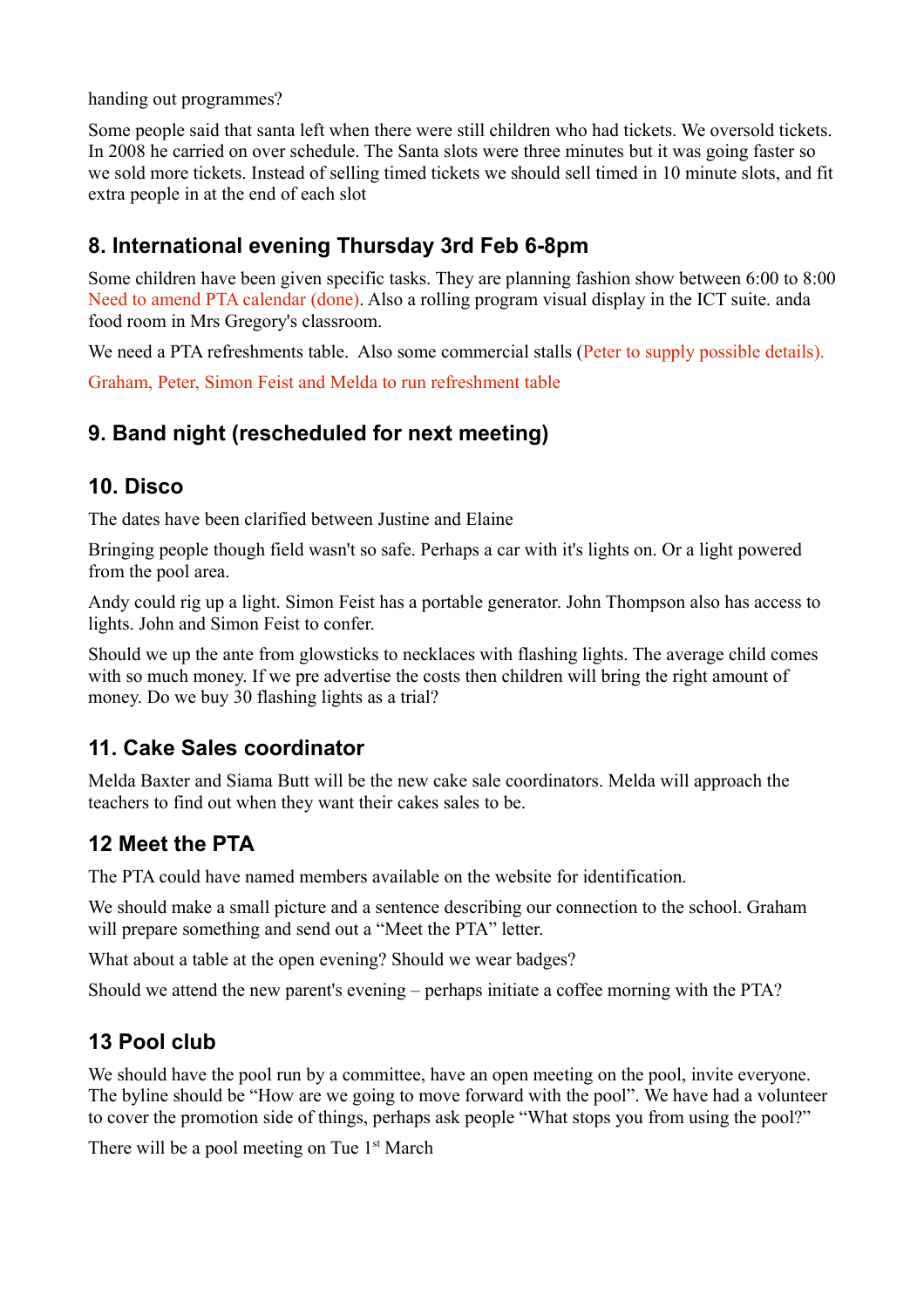handing out programmes?

Some people said that santa left when there were still children who had tickets. We oversold tickets. In 2008 he carried on over schedule. The Santa slots were three minutes but it was going faster so we sold more tickets. Instead of selling timed tickets we should sell timed in 10 minute slots, and fit extra people in at the end of each slot

## 8. International evening Thursday 3rd Feb 6-8pm

Some children have been given specific tasks. They are planning fashion show between 6:00 to 8:00 Need to amend PTA calendar (done). Also a rolling program visual display in the ICT suite. anda food room in Mrs Gregory's classroom.

We need a PTA refreshments table. Also some commercial stalls (Peter to supply possible details).

Graham, Peter, Simon Feist and Melda to run refreshment table

## 9. Band night (rescheduled for next meeting)

## 10. Disco

The dates have been clarified between Justine and Elaine

Bringing people though field wasn't so safe. Perhaps a car with it's lights on. Or a light powered from the pool area.

Andy could rig up a light. Simon Feist has a portable generator. John Thompson also has access to lights. John and Simon Feist to confer.

Should we up the ante from glowsticks to necklaces with flashing lights. The average child comes with so much money. If we pre advertise the costs then children will bring the right amount of money. Do we buy 30 flashing lights as a trial?

## 11. Cake Sales coordinator

Melda Baxter and Siama Butt will be the new cake sale coordinators. Melda will approach the teachers to find out when they want their cakes sales to be.

## 12 Meet the PTA

The PTA could have named members available on the website for identification.

We should make a small picture and a sentence describing our connection to the school. Graham will prepare something and send out a "Meet the PTA" letter.

What about a table at the open evening? Should we wear badges?

Should we attend the new parent's evening – perhaps initiate a coffee morning with the PTA?

## 13 Pool club

We should have the pool run by a committee, have an open meeting on the pool, invite everyone. The byline should be "How are we going to move forward with the pool". We have had a volunteer to cover the promotion side of things, perhaps ask people "What stops you from using the pool?"

There will be a pool meeting on Tue 1st March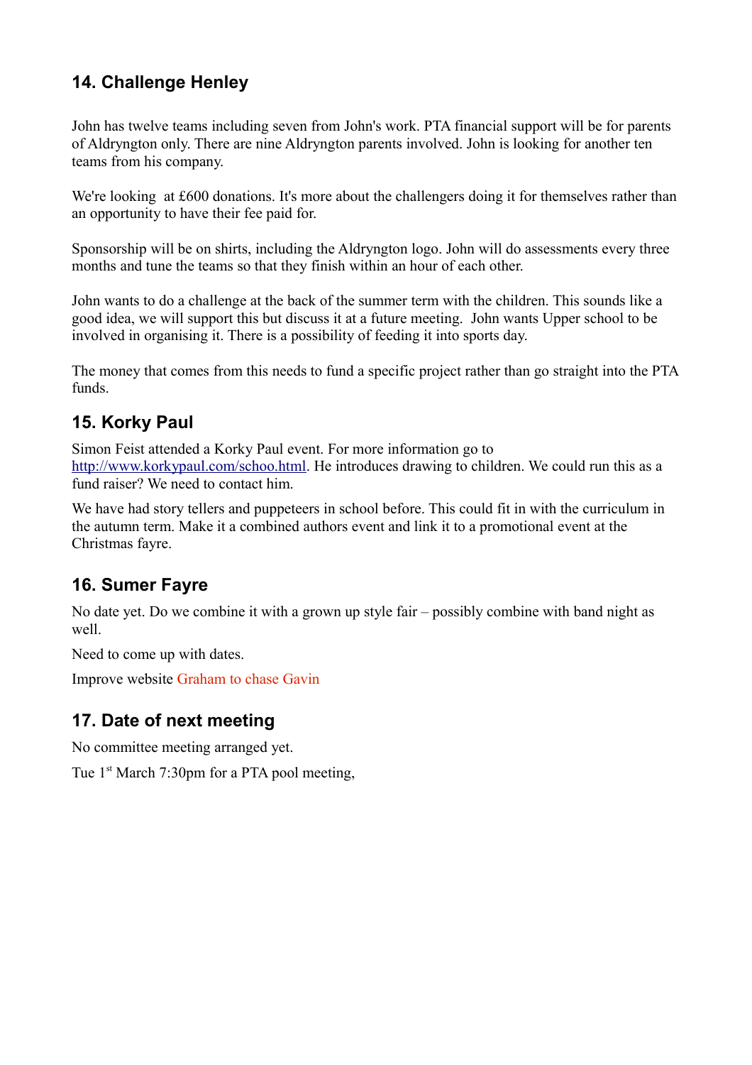## 14. Challenge Henley

John has twelve teams including seven from John's work. PTA financial support will be for parents of Aldryngton only. There are nine Aldryngton parents involved. John is looking for another ten teams from his company.

We're looking  at £600 donations. It's more about the challengers doing it for themselves rather than an opportunity to have their fee paid for.

Sponsorship will be on shirts, including the Aldryngton logo. John will do assessments every three months and tune the teams so that they finish within an hour of each other.

John wants to do a challenge at the back of the summer term with the children. This sounds like a good idea, we will support this but discuss it at a future meeting.  John wants Upper school to be involved in organising it. There is a possibility of feeding it into sports day.

The money that comes from this needs to fund a specific project rather than go straight into the PTA funds.

## 15. Korky Paul

Simon Feist attended a Korky Paul event. For more information go to http://www.korkypaul.com/schoo.html. He introduces drawing to children. We could run this as a fund raiser? We need to contact him.

We have had story tellers and puppeteers in school before. This could fit in with the curriculum in the autumn term. Make it a combined authors event and link it to a promotional event at the Christmas fayre.

## 16. Sumer Fayre

No date yet. Do we combine it with a grown up style fair – possibly combine with band night as well.

Need to come up with dates.

Improve website Graham to chase Gavin

## 17. Date of next meeting

No committee meeting arranged yet.

Tue 1st March 7:30pm for a PTA pool meeting,